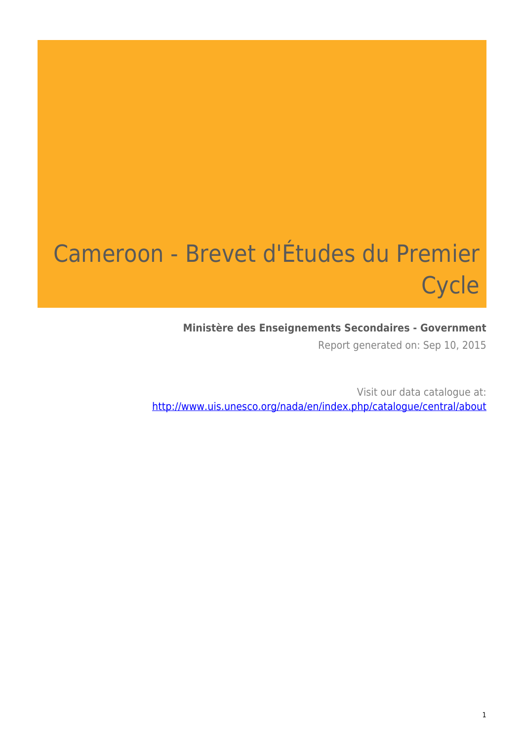# Cameroon - Brevet d'Études du Premier Cycle

**Ministère des Enseignements Secondaires - Government**

Report generated on: Sep 10, 2015

Visit our data catalogue at: http://www.uis.unesco.org/nada/en/index.php/catalogue/central/about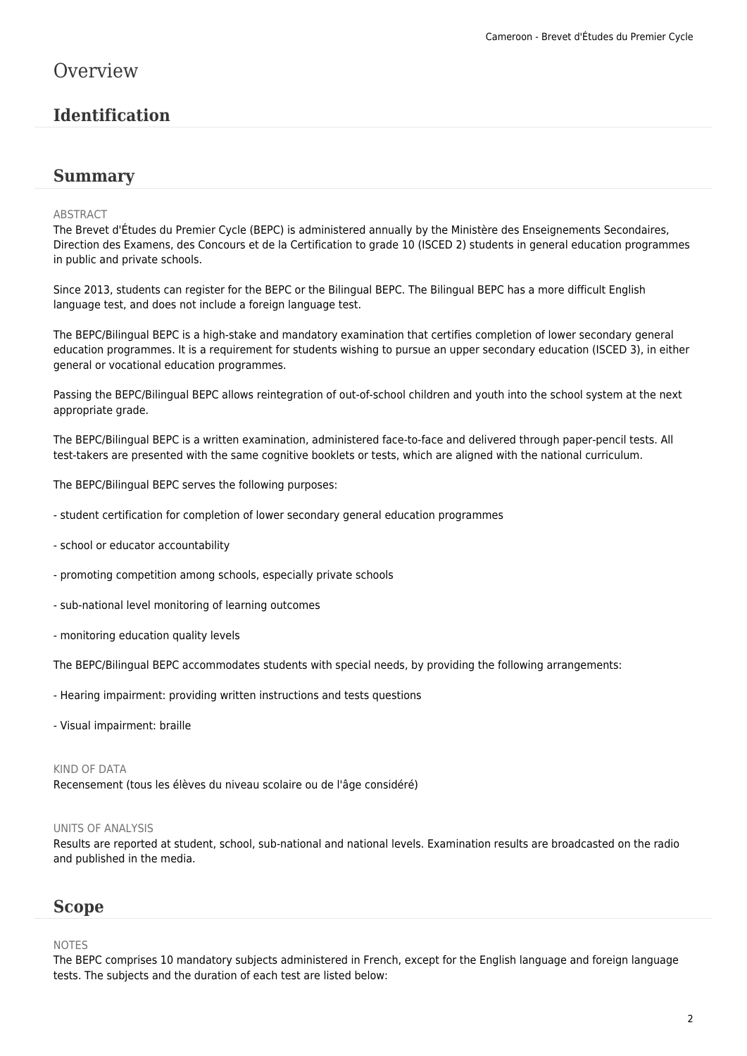# Overview

## Identification

## Summary

ABSTRACT

The Brevet d'Études du Premier Cycle (BEPC) is administered annually by the Ministère des Enseignements Secondaires, Direction des Examens, des Concours et de la Certification to grade 10 (ISCED 2) students in general education programmes in public and private schools.

Since 2013, students can register for the BEPC or the Bilingual BEPC. The Bilingual BEPC has a more difficult English language test, and does not include a foreign language test.

The BEPC/Bilingual BEPC is a high-stake and mandatory examination that certifies completion of lower secondary general education programmes. It is a requirement for students wishing to pursue an upper secondary education (ISCED 3), in either general or vocational education programmes.

Passing the BEPC/Bilingual BEPC allows reintegration of out-of-school children and youth into the school system at the next appropriate grade.

The BEPC/Bilingual BEPC is a written examination, administered face-to-face and delivered through paper-pencil tests. All test-takers are presented with the same cognitive booklets or tests, which are aligned with the national curriculum.

The BEPC/Bilingual BEPC serves the following purposes:

- student certification for completion of lower secondary general education programmes

- school or educator accountability

- promoting competition among schools, especially private schools

- sub-national level monitoring of learning outcomes

- monitoring education quality levels

The BEPC/Bilingual BEPC accommodates students with special needs, by providing the following arrangements:

- Hearing impairment: providing written instructions and tests questions

- Visual impairment: braille

KIND OF DATA

Recensement (tous les élèves du niveau scolaire ou de l'âge considéré)

UNITS OF ANALYSIS

Results are reported at student, school, sub-national and national levels. Examination results are broadcasted on the radio and published in the media.

## Scope

NOTES

The BEPC comprises 10 mandatory subjects administered in French, except for the English language and foreign language tests. The subjects and the duration of each test are listed below: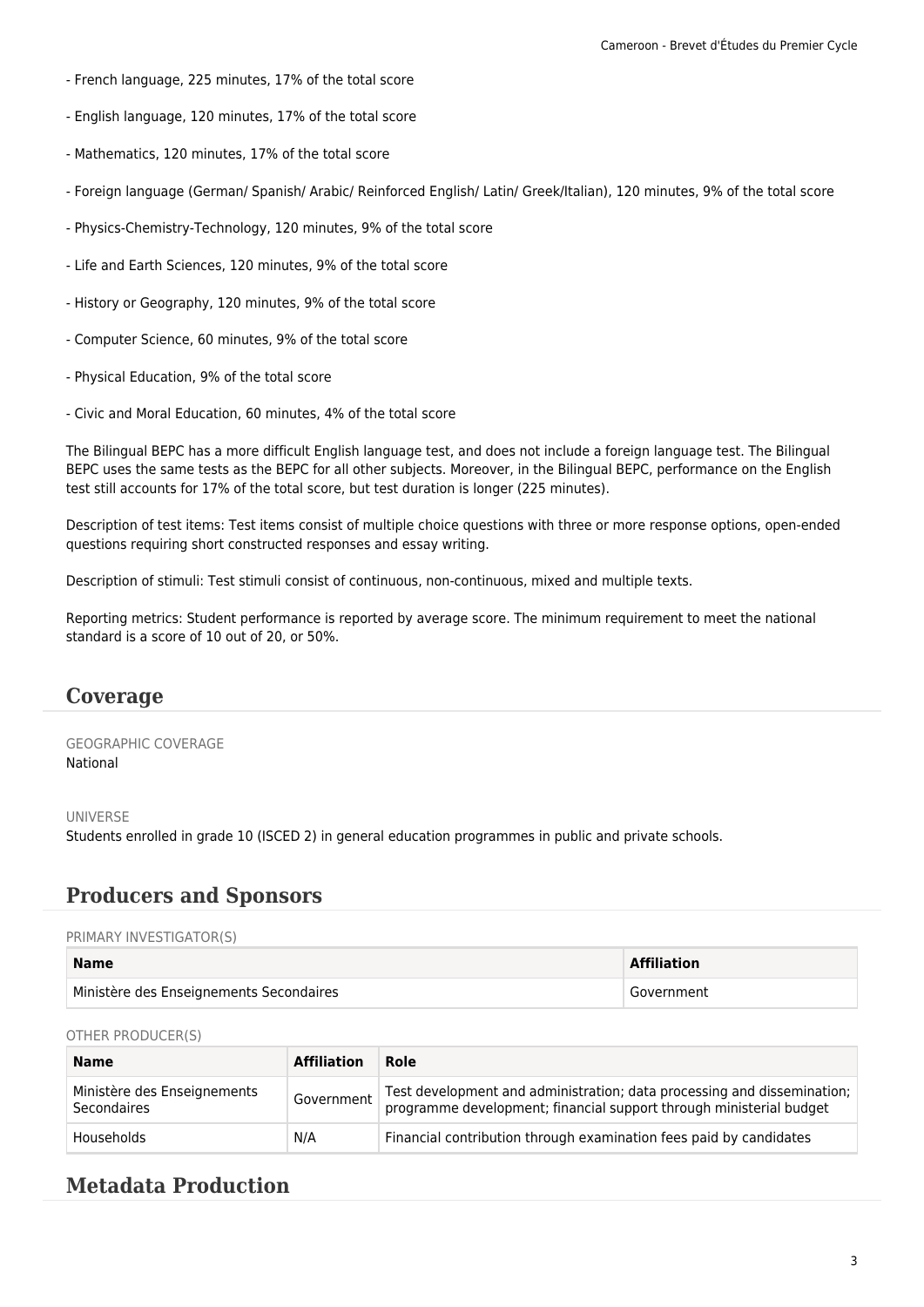- French language, 225 minutes, 17% of the total score

- English language, 120 minutes, 17% of the total score

- Mathematics, 120 minutes, 17% of the total score

- Foreign language (German/ Spanish/ Arabic/ Reinforced English/ Latin/ Greek/Italian), 120 minutes, 9% of the total score

- Physics-Chemistry-Technology, 120 minutes, 9% of the total score

- Life and Earth Sciences, 120 minutes, 9% of the total score

- History or Geography, 120 minutes, 9% of the total score

- Computer Science, 60 minutes, 9% of the total score

- Physical Education, 9% of the total score

- Civic and Moral Education, 60 minutes, 4% of the total score

The Bilingual BEPC has a more difficult English language test, and does not include a foreign language test. The Bilingual BEPC uses the same tests as the BEPC for all other subjects. Moreover, in the Bilingual BEPC, performance on the English test still accounts for 17% of the total score, but test duration is longer (225 minutes).

Description of test items: Test items consist of multiple choice questions with three or more response options, open-ended questions requiring short constructed responses and essay writing.

Description of stimuli: Test stimuli consist of continuous, non-continuous, mixed and multiple texts.

Reporting metrics: Student performance is reported by average score. The minimum requirement to meet the national standard is a score of 10 out of 20, or 50%.

## Coverage

GEOGRAPHIC COVERAGE
National

UNIVERSE
Students enrolled in grade 10 (ISCED 2) in general education programmes in public and private schools.

## Producers and Sponsors

PRIMARY INVESTIGATOR(S)

| Name | Affiliation |
| --- | --- |
| Ministère des Enseignements Secondaires | Government |

OTHER PRODUCER(S)

| Name | Affiliation | Role |
| --- | --- | --- |
| Ministère des Enseignements Secondaires | Government | Test development and administration; data processing and dissemination; programme development; financial support through ministerial budget |
| Households | N/A | Financial contribution through examination fees paid by candidates |

## Metadata Production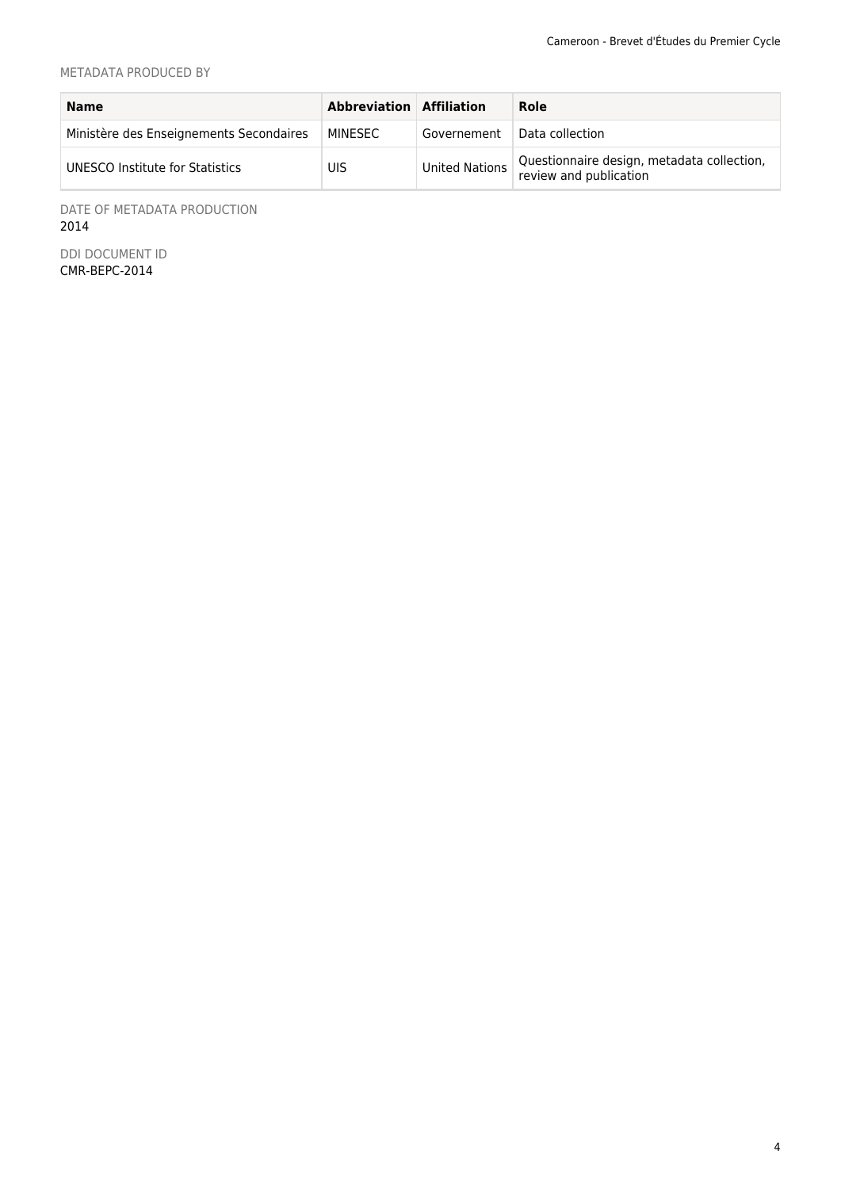METADATA PRODUCED BY

| Name | Abbreviation | Affiliation | Role |
| --- | --- | --- | --- |
| Ministère des Enseignements Secondaires | MINESEC | Governement | Data collection |
| UNESCO Institute for Statistics | UIS | United Nations | Questionnaire design, metadata collection, review and publication |

DATE OF METADATA PRODUCTION
2014

DDI DOCUMENT ID
CMR-BEPC-2014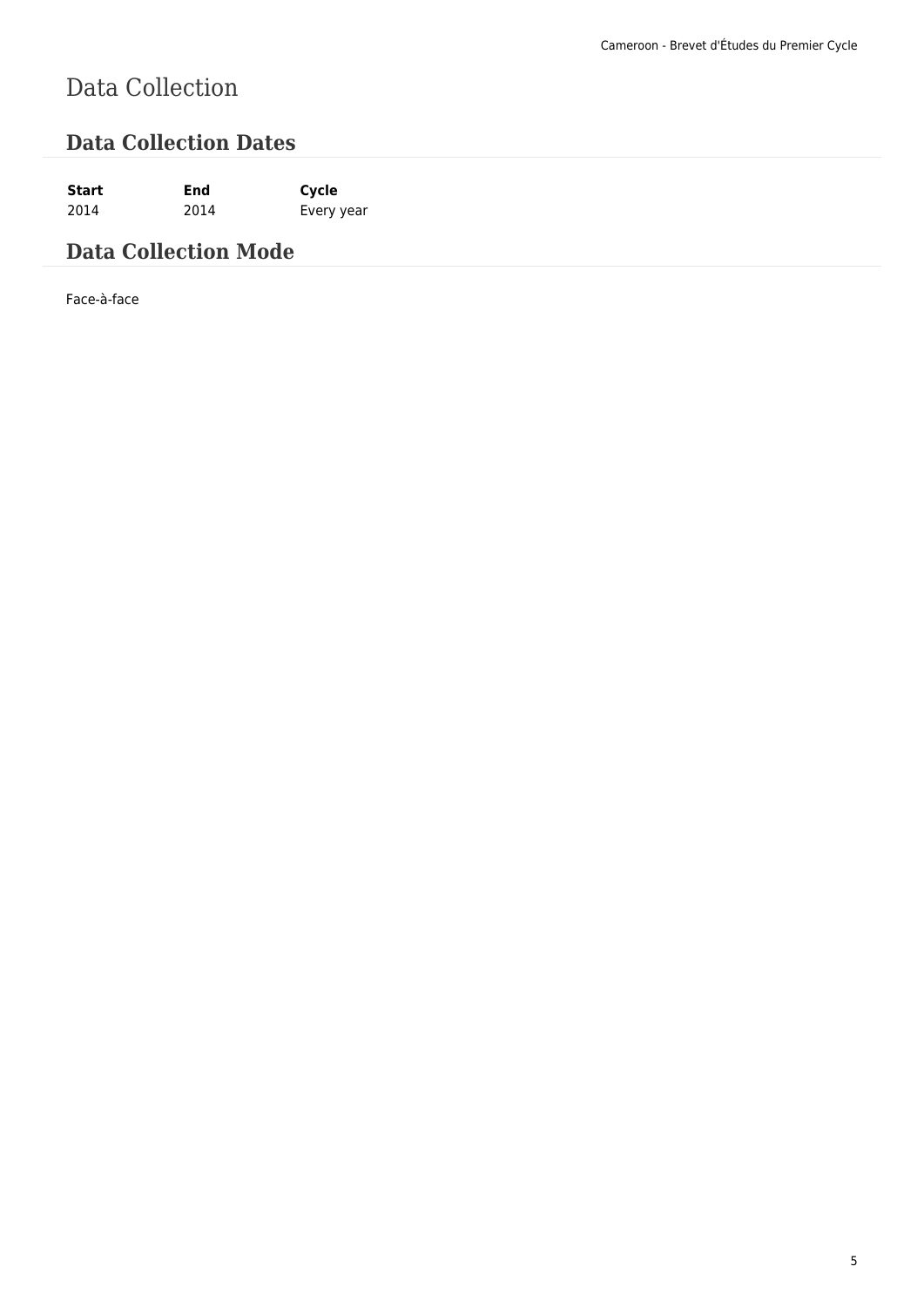# Data Collection

## Data Collection Dates

| Start | End | Cycle |
|---|---|---|
| 2014 | 2014 | Every year |

## Data Collection Mode

Face-à-face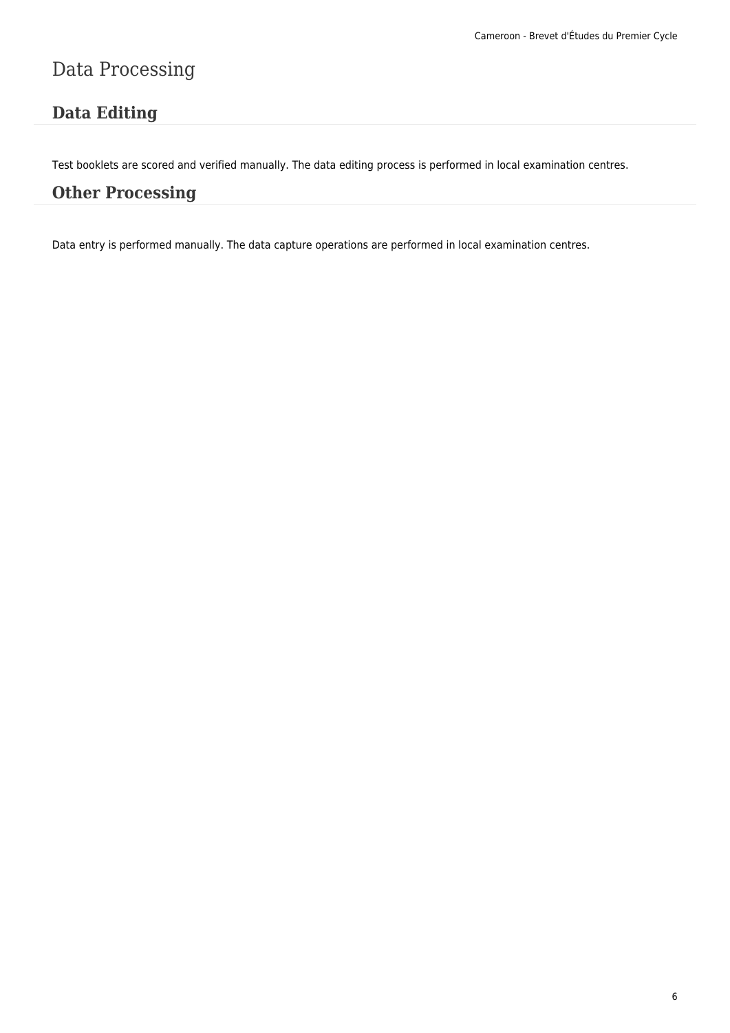# Data Processing

## Data Editing

Test booklets are scored and verified manually. The data editing process is performed in local examination centres.

## Other Processing

Data entry is performed manually. The data capture operations are performed in local examination centres.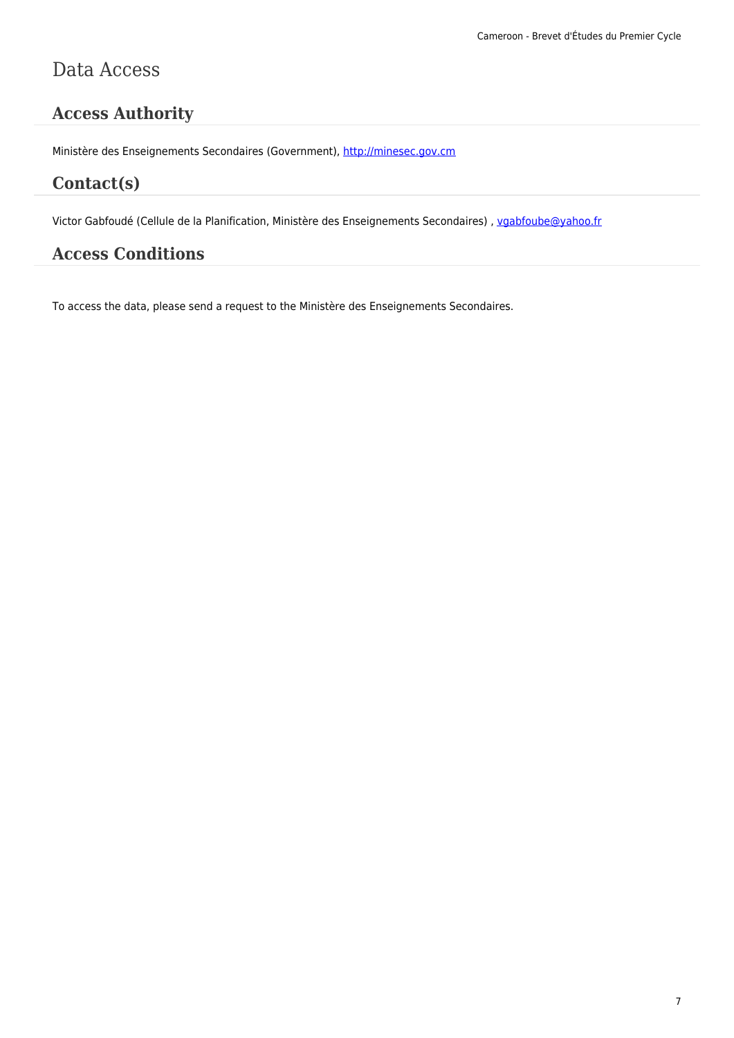# Data Access

## Access Authority

Ministère des Enseignements Secondaires (Government), http://minesec.gov.cm

## Contact(s)

Victor Gabfoudé (Cellule de la Planification, Ministère des Enseignements Secondaires) , vgabfoube@yahoo.fr

## Access Conditions

To access the data, please send a request to the Ministère des Enseignements Secondaires.